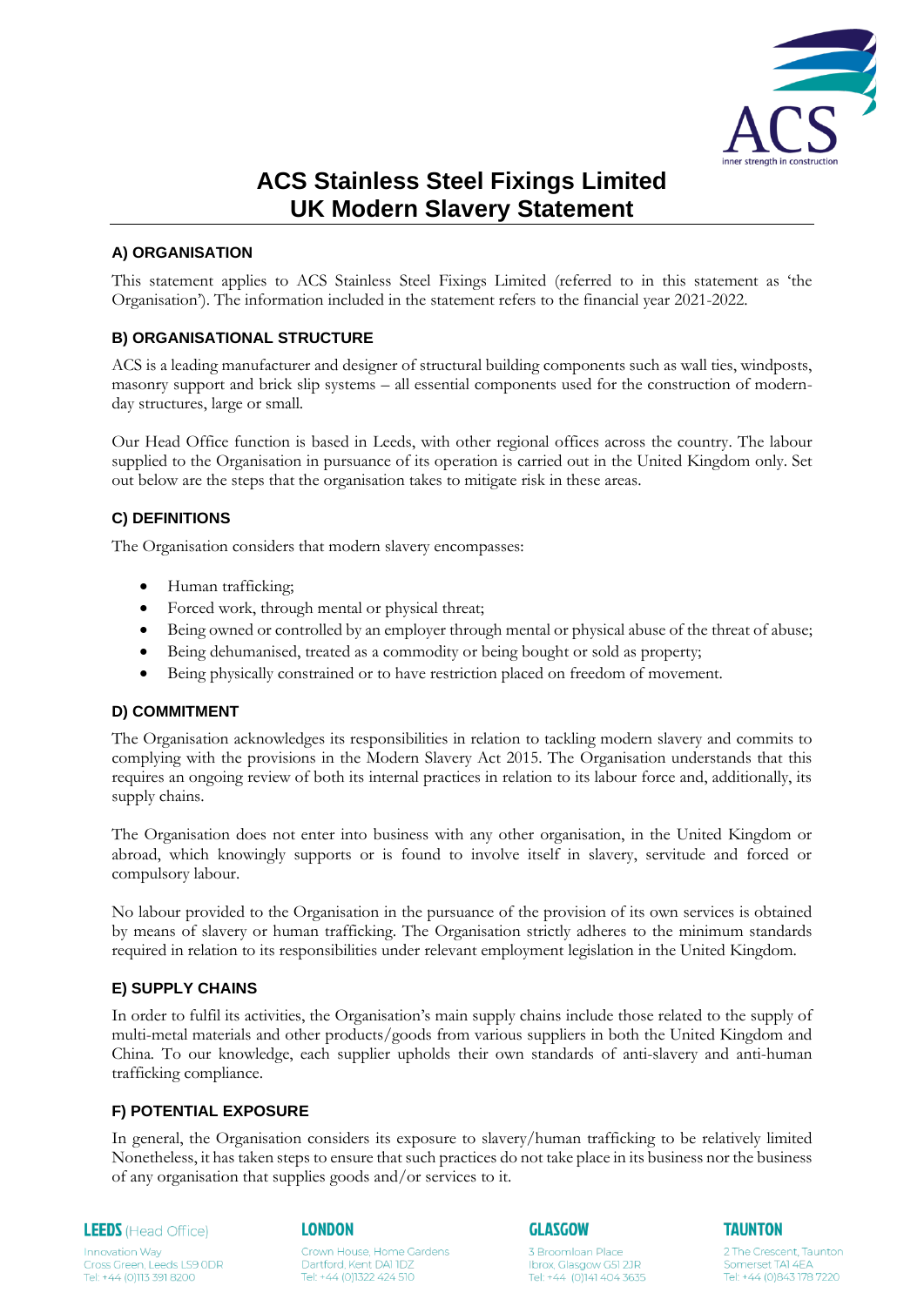# ACS Stainless Steel Fixings Limited
# UK Modern Slavery Statement

### A) ORGANISATION

This statement applies to ACS Stainless Steel Fixings Limited (referred to in this statement as 'the Organisation'). The information included in the statement refers to the financial year 2021-2022.

### B) ORGANISATIONAL STRUCTURE

ACS is a leading manufacturer and designer of structural building components such as wall ties, windposts, masonry support and brick slip systems – all essential components used for the construction of modern-day structures, large or small.

Our Head Office function is based in Leeds, with other regional offices across the country. The labour supplied to the Organisation in pursuance of its operation is carried out in the United Kingdom only. Set out below are the steps that the organisation takes to mitigate risk in these areas.

### C) DEFINITIONS

The Organisation considers that modern slavery encompasses:

- Human trafficking;
- Forced work, through mental or physical threat;
- Being owned or controlled by an employer through mental or physical abuse of the threat of abuse;
- Being dehumanised, treated as a commodity or being bought or sold as property;
- Being physically constrained or to have restriction placed on freedom of movement.

### D) COMMITMENT

The Organisation acknowledges its responsibilities in relation to tackling modern slavery and commits to complying with the provisions in the Modern Slavery Act 2015. The Organisation understands that this requires an ongoing review of both its internal practices in relation to its labour force and, additionally, its supply chains.

The Organisation does not enter into business with any other organisation, in the United Kingdom or abroad, which knowingly supports or is found to involve itself in slavery, servitude and forced or compulsory labour.

No labour provided to the Organisation in the pursuance of the provision of its own services is obtained by means of slavery or human trafficking. The Organisation strictly adheres to the minimum standards required in relation to its responsibilities under relevant employment legislation in the United Kingdom.

### E) SUPPLY CHAINS

In order to fulfil its activities, the Organisation's main supply chains include those related to the supply of multi-metal materials and other products/goods from various suppliers in both the United Kingdom and China. To our knowledge, each supplier upholds their own standards of anti-slavery and anti-human trafficking compliance.

### F) POTENTIAL EXPOSURE

In general, the Organisation considers its exposure to slavery/human trafficking to be relatively limited Nonetheless, it has taken steps to ensure that such practices do not take place in its business nor the business of any organisation that supplies goods and/or services to it.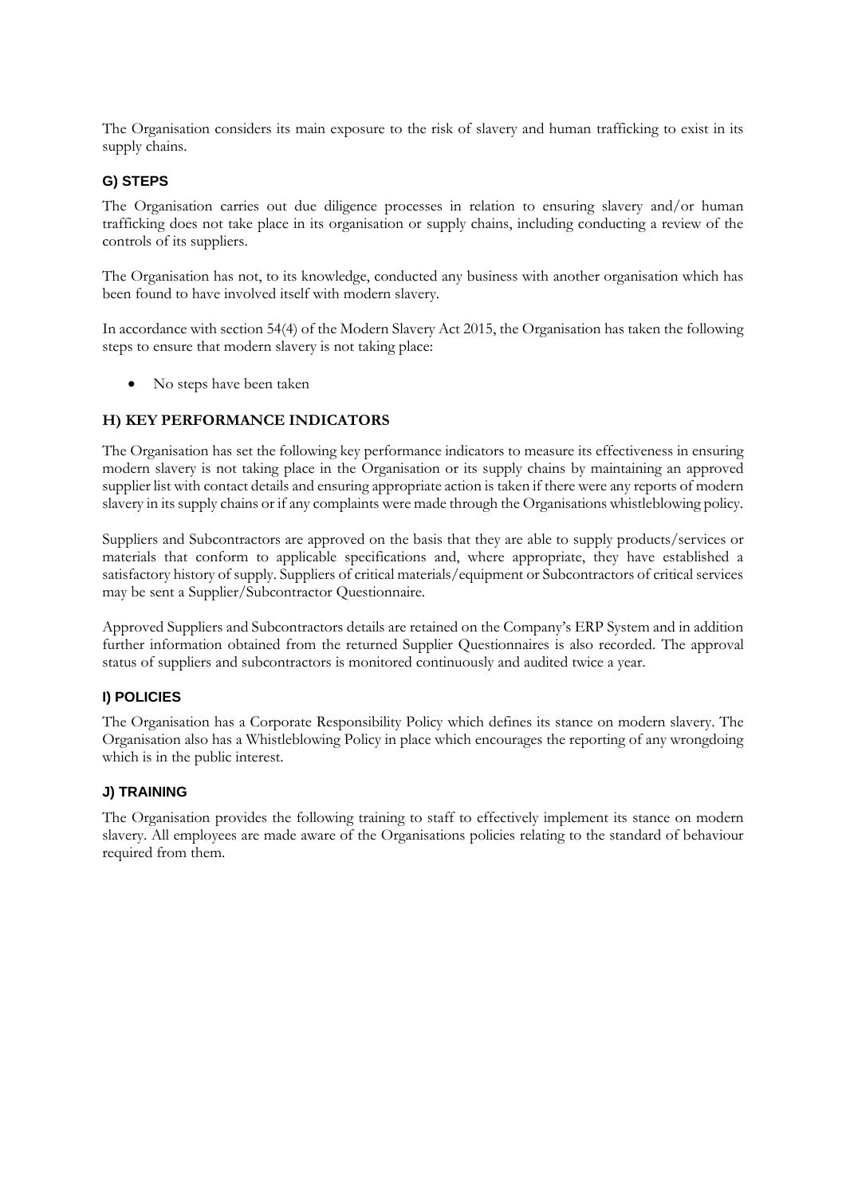The Organisation considers its main exposure to the risk of slavery and human trafficking to exist in its supply chains.

### G) STEPS

The Organisation carries out due diligence processes in relation to ensuring slavery and/or human trafficking does not take place in its organisation or supply chains, including conducting a review of the controls of its suppliers.

The Organisation has not, to its knowledge, conducted any business with another organisation which has been found to have involved itself with modern slavery.

In accordance with section 54(4) of the Modern Slavery Act 2015, the Organisation has taken the following steps to ensure that modern slavery is not taking place:

- No steps have been taken

### H) KEY PERFORMANCE INDICATORS

The Organisation has set the following key performance indicators to measure its effectiveness in ensuring modern slavery is not taking place in the Organisation or its supply chains by maintaining an approved supplier list with contact details and ensuring appropriate action is taken if there were any reports of modern slavery in its supply chains or if any complaints were made through the Organisations whistleblowing policy.

Suppliers and Subcontractors are approved on the basis that they are able to supply products/services or materials that conform to applicable specifications and, where appropriate, they have established a satisfactory history of supply. Suppliers of critical materials/equipment or Subcontractors of critical services may be sent a Supplier/Subcontractor Questionnaire.

Approved Suppliers and Subcontractors details are retained on the Company's ERP System and in addition further information obtained from the returned Supplier Questionnaires is also recorded. The approval status of suppliers and subcontractors is monitored continuously and audited twice a year.

### I) POLICIES

The Organisation has a Corporate Responsibility Policy which defines its stance on modern slavery. The Organisation also has a Whistleblowing Policy in place which encourages the reporting of any wrongdoing which is in the public interest.

### J) TRAINING

The Organisation provides the following training to staff to effectively implement its stance on modern slavery. All employees are made aware of the Organisations policies relating to the standard of behaviour required from them.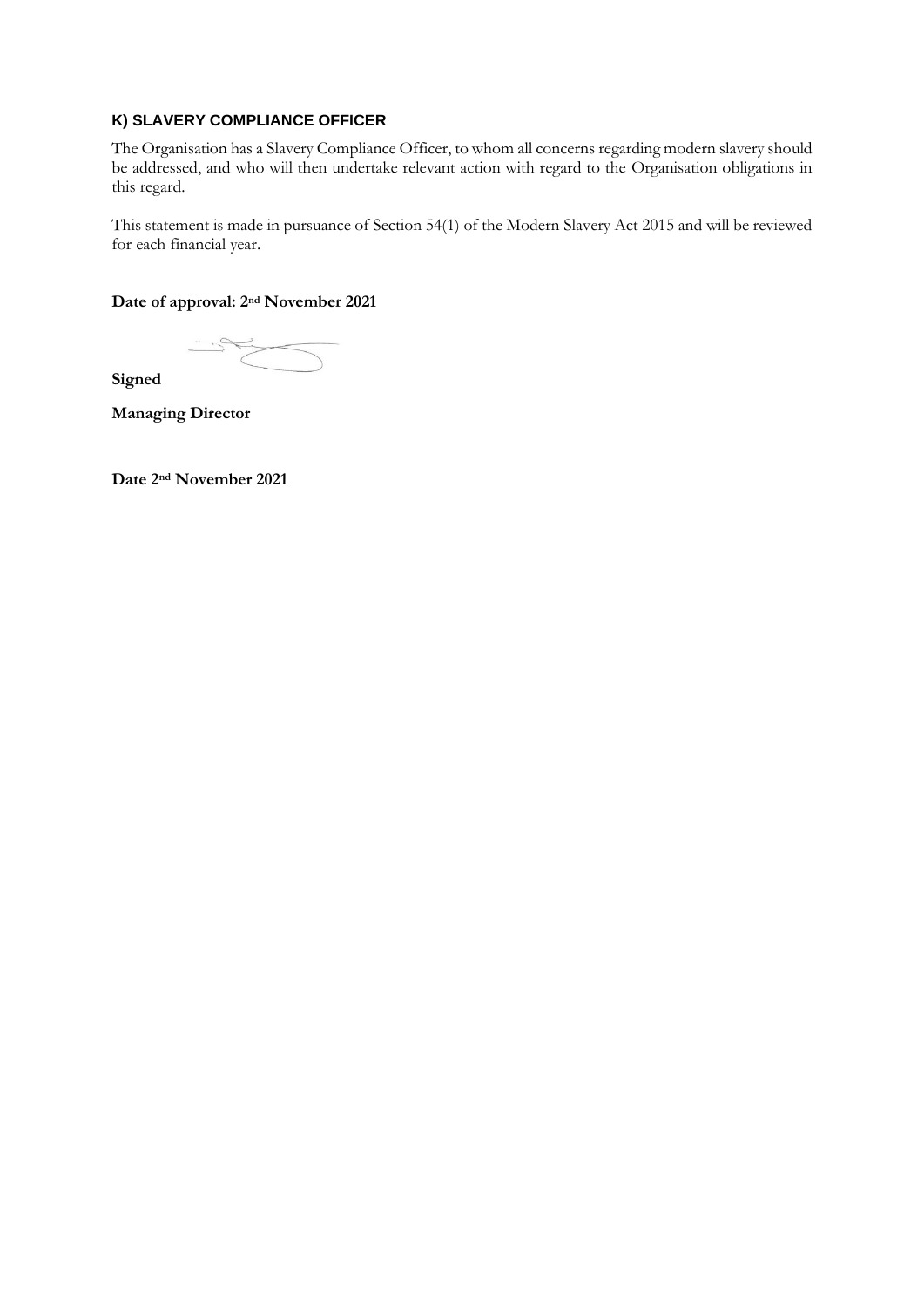## K) SLAVERY COMPLIANCE OFFICER

The Organisation has a Slavery Compliance Officer, to whom all concerns regarding modern slavery should be addressed, and who will then undertake relevant action with regard to the Organisation obligations in this regard.

This statement is made in pursuance of Section 54(1) of the Modern Slavery Act 2015 and will be reviewed for each financial year.

**Date of approval: 2nd November 2021**

**Signed**

**Managing Director**

**Date 2nd November 2021**